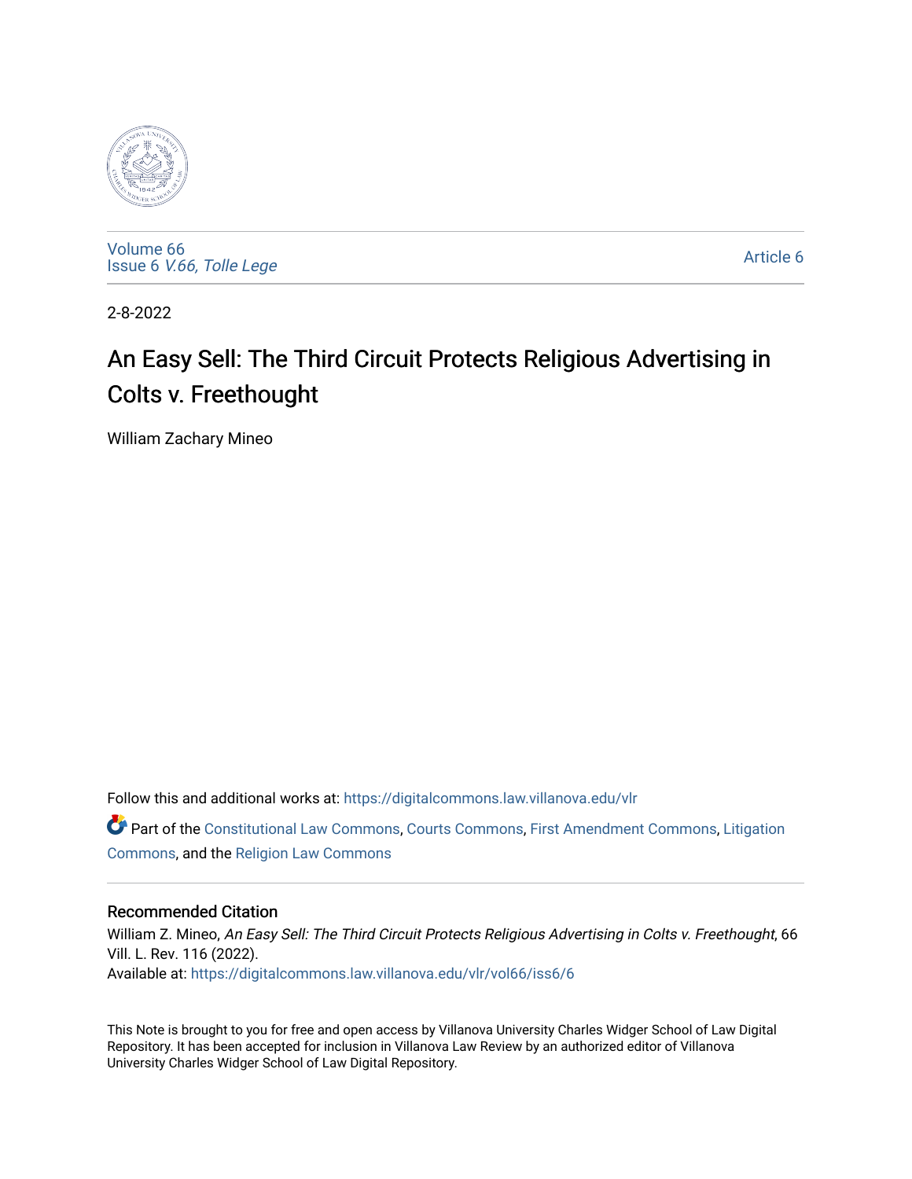Volume 66
Issue 6 *V.66, Tolle Lege*

Article 6

2-8-2022

# An Easy Sell: The Third Circuit Protects Religious Advertising in Colts v. Freethought

William Zachary Mineo

Follow this and additional works at: https://digitalcommons.law.villanova.edu/vlr

Part of the Constitutional Law Commons, Courts Commons, First Amendment Commons, Litigation Commons, and the Religion Law Commons

## Recommended Citation

William Z. Mineo, *An Easy Sell: The Third Circuit Protects Religious Advertising in Colts v. Freethought*, 66 Vill. L. Rev. 116 (2022).
Available at: https://digitalcommons.law.villanova.edu/vlr/vol66/iss6/6

This Note is brought to you for free and open access by Villanova University Charles Widger School of Law Digital Repository. It has been accepted for inclusion in Villanova Law Review by an authorized editor of Villanova University Charles Widger School of Law Digital Repository.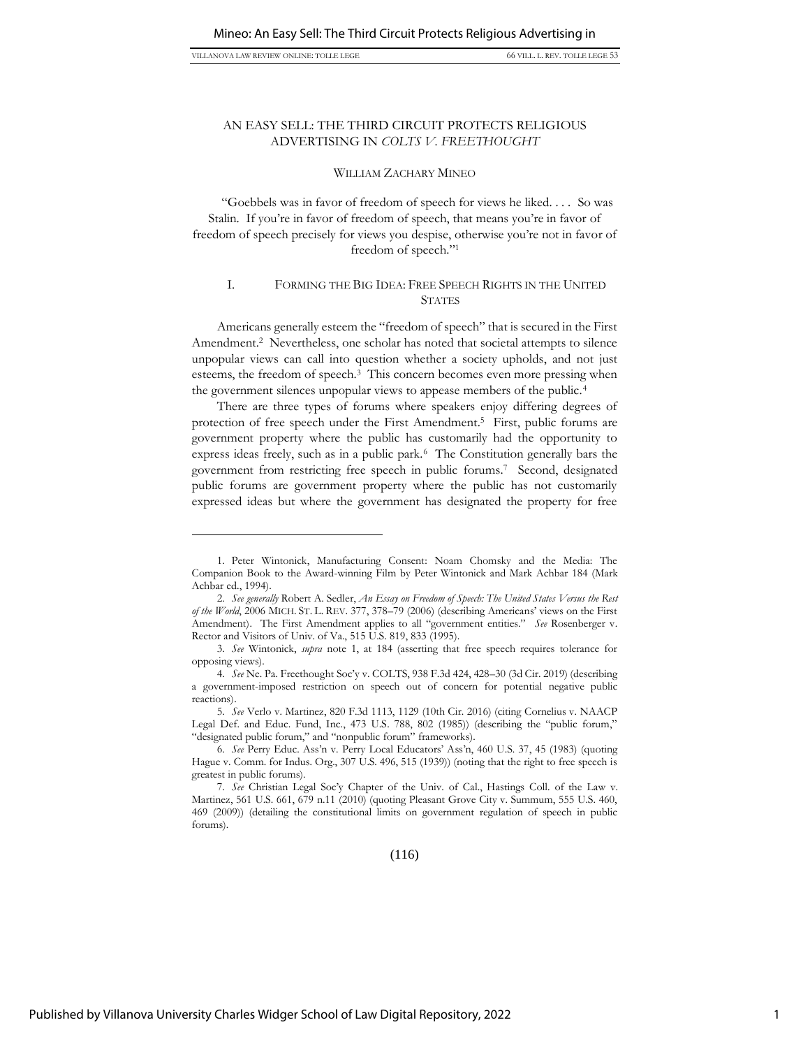# AN EASY SELL: THE THIRD CIRCUIT PROTECTS RELIGIOUS ADVERTISING IN *COLTS V. FREETHOUGHT*

WILLIAM ZACHARY MINEO

"Goebbels was in favor of freedom of speech for views he liked. . . . So was Stalin. If you're in favor of freedom of speech, that means you're in favor of freedom of speech precisely for views you despise, otherwise you're not in favor of freedom of speech."[1]

## I. FORMING THE BIG IDEA: FREE SPEECH RIGHTS IN THE UNITED STATES

Americans generally esteem the "freedom of speech" that is secured in the First Amendment.[2] Nevertheless, one scholar has noted that societal attempts to silence unpopular views can call into question whether a society upholds, and not just esteems, the freedom of speech.[3] This concern becomes even more pressing when the government silences unpopular views to appease members of the public.[4]

There are three types of forums where speakers enjoy differing degrees of protection of free speech under the First Amendment.[5] First, public forums are government property where the public has customarily had the opportunity to express ideas freely, such as in a public park.[6] The Constitution generally bars the government from restricting free speech in public forums.[7] Second, designated public forums are government property where the public has not customarily expressed ideas but where the government has designated the property for free

---

1. Peter Wintonick, Manufacturing Consent: Noam Chomsky and the Media: The Companion Book to the Award-winning Film by Peter Wintonick and Mark Achbar 184 (Mark Achbar ed., 1994).

2. *See generally* Robert A. Sedler, *An Essay on Freedom of Speech: The United States Versus the Rest of the World*, 2006 MICH. ST. L. REV. 377, 378–79 (2006) (describing Americans' views on the First Amendment). The First Amendment applies to all "government entities." *See* Rosenberger v. Rector and Visitors of Univ. of Va., 515 U.S. 819, 833 (1995).

3. *See* Wintonick, *supra* note 1, at 184 (asserting that free speech requires tolerance for opposing views).

4. *See* Ne. Pa. Freethought Soc'y v. COLTS, 938 F.3d 424, 428–30 (3d Cir. 2019) (describing a government-imposed restriction on speech out of concern for potential negative public reactions).

5. *See* Verlo v. Martinez, 820 F.3d 1113, 1129 (10th Cir. 2016) (citing Cornelius v. NAACP Legal Def. and Educ. Fund, Inc., 473 U.S. 788, 802 (1985)) (describing the "public forum," "designated public forum," and "nonpublic forum" frameworks).

6. *See* Perry Educ. Ass'n v. Perry Local Educators' Ass'n, 460 U.S. 37, 45 (1983) (quoting Hague v. Comm. for Indus. Org., 307 U.S. 496, 515 (1939)) (noting that the right to free speech is greatest in public forums).

7. *See* Christian Legal Soc'y Chapter of the Univ. of Cal., Hastings Coll. of the Law v. Martinez, 561 U.S. 661, 679 n.11 (2010) (quoting Pleasant Grove City v. Summum, 555 U.S. 460, 469 (2009)) (detailing the constitutional limits on government regulation of speech in public forums).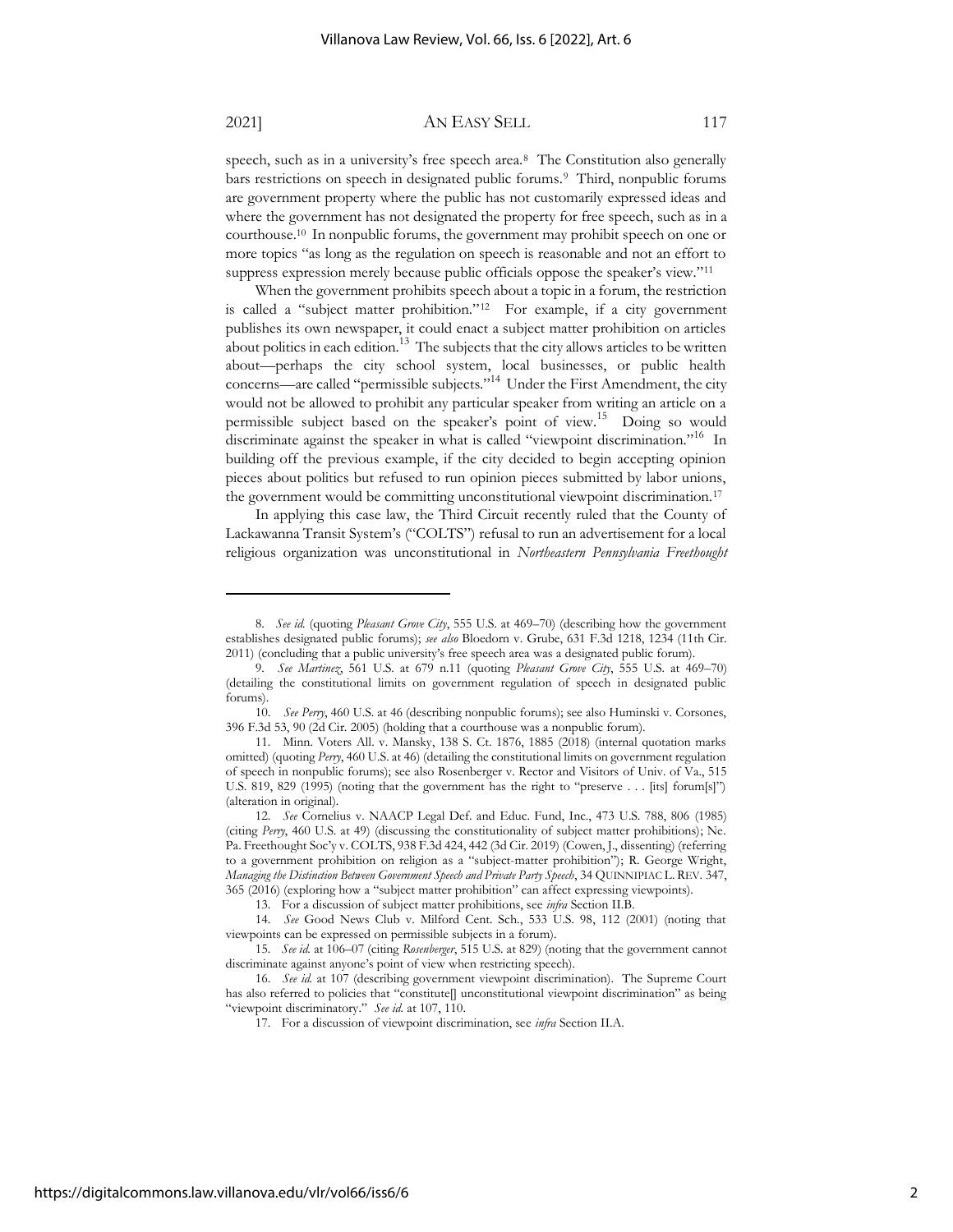speech, such as in a university's free speech area.[8] The Constitution also generally bars restrictions on speech in designated public forums.[9] Third, nonpublic forums are government property where the public has not customarily expressed ideas and where the government has not designated the property for free speech, such as in a courthouse.[10] In nonpublic forums, the government may prohibit speech on one or more topics "as long as the regulation on speech is reasonable and not an effort to suppress expression merely because public officials oppose the speaker's view."[11]

When the government prohibits speech about a topic in a forum, the restriction is called a "subject matter prohibition."[12] For example, if a city government publishes its own newspaper, it could enact a subject matter prohibition on articles about politics in each edition.[13] The subjects that the city allows articles to be written about—perhaps the city school system, local businesses, or public health concerns—are called "permissible subjects."[14] Under the First Amendment, the city would not be allowed to prohibit any particular speaker from writing an article on a permissible subject based on the speaker's point of view.[15] Doing so would discriminate against the speaker in what is called "viewpoint discrimination."[16] In building off the previous example, if the city decided to begin accepting opinion pieces about politics but refused to run opinion pieces submitted by labor unions, the government would be committing unconstitutional viewpoint discrimination.[17]

In applying this case law, the Third Circuit recently ruled that the County of Lackawanna Transit System's ("COLTS") refusal to run an advertisement for a local religious organization was unconstitutional in *Northeastern Pennsylvania Freethought*

---

8. *See id.* (quoting *Pleasant Grove City*, 555 U.S. at 469–70) (describing how the government establishes designated public forums); *see also* Bloedorn v. Grube, 631 F.3d 1218, 1234 (11th Cir. 2011) (concluding that a public university's free speech area was a designated public forum).

9. *See Martinez*, 561 U.S. at 679 n.11 (quoting *Pleasant Grove City*, 555 U.S. at 469–70) (detailing the constitutional limits on government regulation of speech in designated public forums).

10. *See Perry*, 460 U.S. at 46 (describing nonpublic forums); see also Huminski v. Corsones, 396 F.3d 53, 90 (2d Cir. 2005) (holding that a courthouse was a nonpublic forum).

11. Minn. Voters All. v. Mansky, 138 S. Ct. 1876, 1885 (2018) (internal quotation marks omitted) (quoting *Perry*, 460 U.S. at 46) (detailing the constitutional limits on government regulation of speech in nonpublic forums); see also Rosenberger v. Rector and Visitors of Univ. of Va., 515 U.S. 819, 829 (1995) (noting that the government has the right to "preserve . . . [its] forum[s]") (alteration in original).

12. *See* Cornelius v. NAACP Legal Def. and Educ. Fund, Inc., 473 U.S. 788, 806 (1985) (citing *Perry*, 460 U.S. at 49) (discussing the constitutionality of subject matter prohibitions); Ne. Pa. Freethought Soc'y v. COLTS, 938 F.3d 424, 442 (3d Cir. 2019) (Cowen, J., dissenting) (referring to a government prohibition on religion as a "subject-matter prohibition"); R. George Wright, *Managing the Distinction Between Government Speech and Private Party Speech*, 34 QUINNIPIAC L. REV. 347, 365 (2016) (exploring how a "subject matter prohibition" can affect expressing viewpoints).

13. For a discussion of subject matter prohibitions, see *infra* Section II.B.

14. *See* Good News Club v. Milford Cent. Sch., 533 U.S. 98, 112 (2001) (noting that viewpoints can be expressed on permissible subjects in a forum).

15. *See id.* at 106–07 (citing *Rosenberger*, 515 U.S. at 829) (noting that the government cannot discriminate against anyone's point of view when restricting speech).

16. *See id.* at 107 (describing government viewpoint discrimination). The Supreme Court has also referred to policies that "constitute[] unconstitutional viewpoint discrimination" as being "viewpoint discriminatory." *See id.* at 107, 110.

17. For a discussion of viewpoint discrimination, see *infra* Section II.A.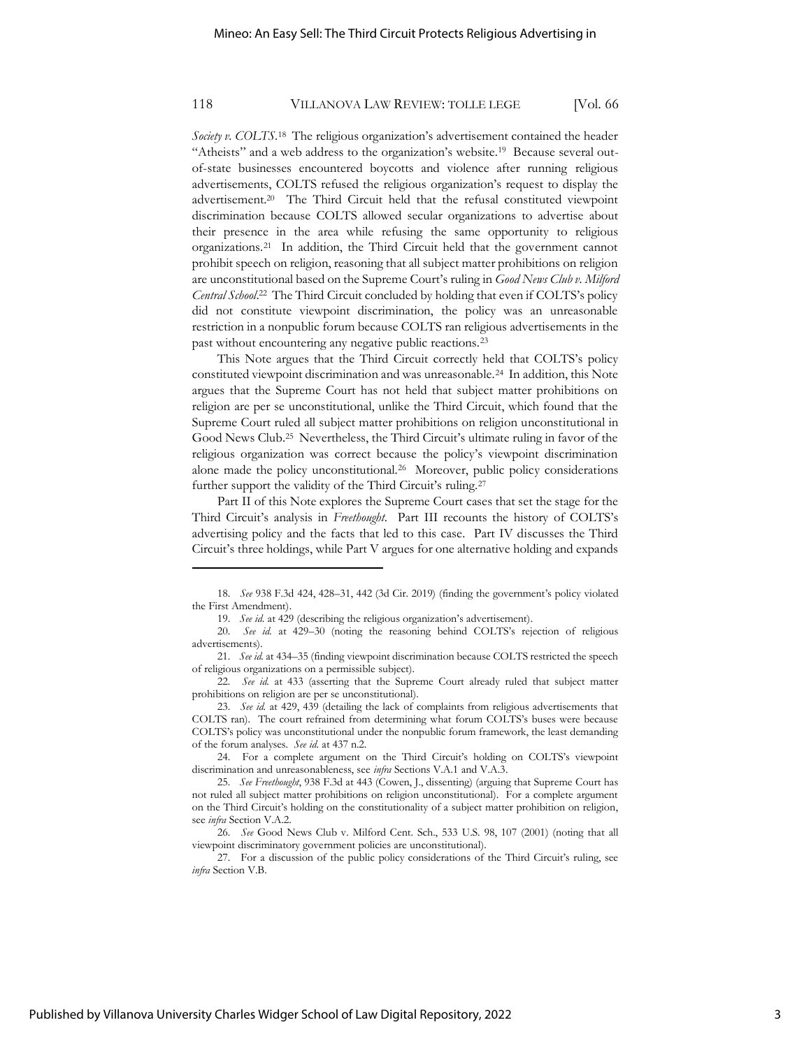*Society v. COLTS*.[18] The religious organization's advertisement contained the header "Atheists" and a web address to the organization's website.[19] Because several out-of-state businesses encountered boycotts and violence after running religious advertisements, COLTS refused the religious organization's request to display the advertisement.[20] The Third Circuit held that the refusal constituted viewpoint discrimination because COLTS allowed secular organizations to advertise about their presence in the area while refusing the same opportunity to religious organizations.[21] In addition, the Third Circuit held that the government cannot prohibit speech on religion, reasoning that all subject matter prohibitions on religion are unconstitutional based on the Supreme Court's ruling in *Good News Club v. Milford Central School*.[22] The Third Circuit concluded by holding that even if COLTS's policy did not constitute viewpoint discrimination, the policy was an unreasonable restriction in a nonpublic forum because COLTS ran religious advertisements in the past without encountering any negative public reactions.[23]

This Note argues that the Third Circuit correctly held that COLTS's policy constituted viewpoint discrimination and was unreasonable.[24] In addition, this Note argues that the Supreme Court has not held that subject matter prohibitions on religion are per se unconstitutional, unlike the Third Circuit, which found that the Supreme Court ruled all subject matter prohibitions on religion unconstitutional in Good News Club.[25] Nevertheless, the Third Circuit's ultimate ruling in favor of the religious organization was correct because the policy's viewpoint discrimination alone made the policy unconstitutional.[26] Moreover, public policy considerations further support the validity of the Third Circuit's ruling.[27]

Part II of this Note explores the Supreme Court cases that set the stage for the Third Circuit's analysis in *Freethought*. Part III recounts the history of COLTS's advertising policy and the facts that led to this case. Part IV discusses the Third Circuit's three holdings, while Part V argues for one alternative holding and expands

---

18. *See* 938 F.3d 424, 428–31, 442 (3d Cir. 2019) (finding the government's policy violated the First Amendment).

19. *See id.* at 429 (describing the religious organization's advertisement).

20. *See id.* at 429–30 (noting the reasoning behind COLTS's rejection of religious advertisements).

21. *See id.* at 434–35 (finding viewpoint discrimination because COLTS restricted the speech of religious organizations on a permissible subject).

22. *See id.* at 433 (asserting that the Supreme Court already ruled that subject matter prohibitions on religion are per se unconstitutional).

23. *See id.* at 429, 439 (detailing the lack of complaints from religious advertisements that COLTS ran). The court refrained from determining what forum COLTS's buses were because COLTS's policy was unconstitutional under the nonpublic forum framework, the least demanding of the forum analyses. *See id.* at 437 n.2.

24. For a complete argument on the Third Circuit's holding on COLTS's viewpoint discrimination and unreasonableness, see *infra* Sections V.A.1 and V.A.3.

25. *See Freethought*, 938 F.3d at 443 (Cowen, J., dissenting) (arguing that Supreme Court has not ruled all subject matter prohibitions on religion unconstitutional). For a complete argument on the Third Circuit's holding on the constitutionality of a subject matter prohibition on religion, see *infra* Section V.A.2.

26. *See* Good News Club v. Milford Cent. Sch., 533 U.S. 98, 107 (2001) (noting that all viewpoint discriminatory government policies are unconstitutional).

27. For a discussion of the public policy considerations of the Third Circuit's ruling, see *infra* Section V.B.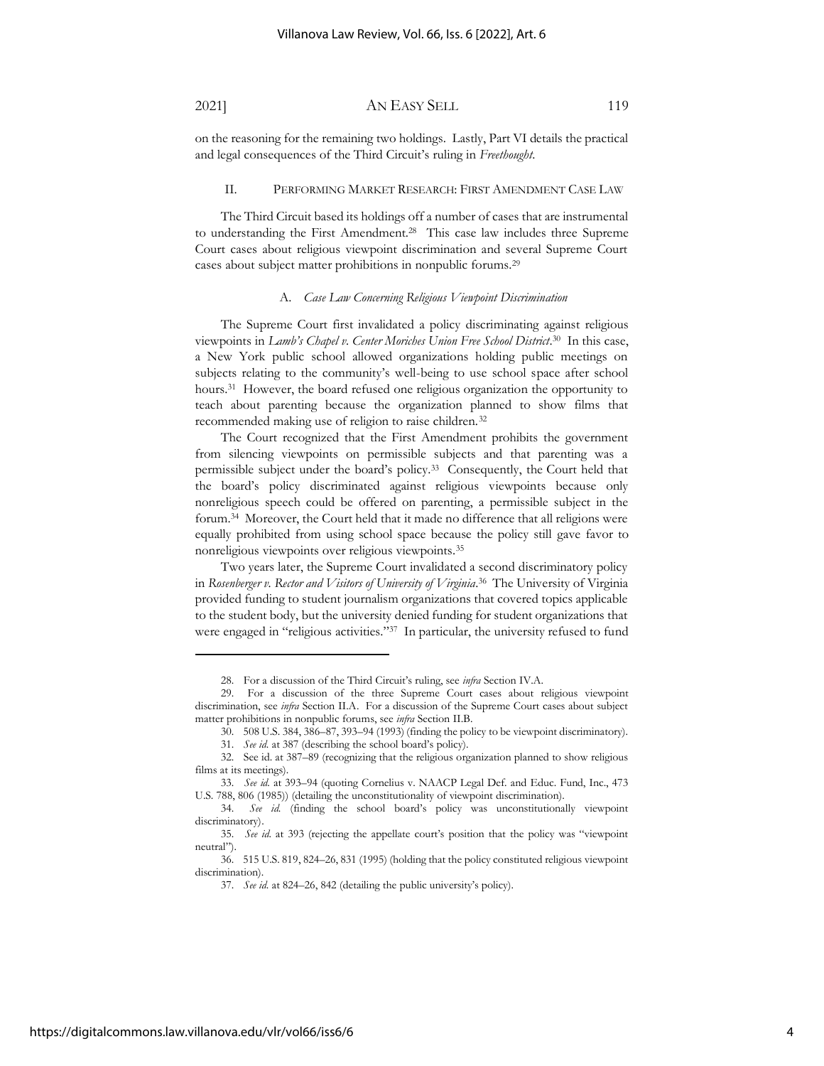on the reasoning for the remaining two holdings. Lastly, Part VI details the practical and legal consequences of the Third Circuit's ruling in *Freethought*.

## II. PERFORMING MARKET RESEARCH: FIRST AMENDMENT CASE LAW

The Third Circuit based its holdings off a number of cases that are instrumental to understanding the First Amendment.[28] This case law includes three Supreme Court cases about religious viewpoint discrimination and several Supreme Court cases about subject matter prohibitions in nonpublic forums.[29]

### A. *Case Law Concerning Religious Viewpoint Discrimination*

The Supreme Court first invalidated a policy discriminating against religious viewpoints in *Lamb's Chapel v. Center Moriches Union Free School District*.[30] In this case, a New York public school allowed organizations holding public meetings on subjects relating to the community's well-being to use school space after school hours.[31] However, the board refused one religious organization the opportunity to teach about parenting because the organization planned to show films that recommended making use of religion to raise children.[32]

The Court recognized that the First Amendment prohibits the government from silencing viewpoints on permissible subjects and that parenting was a permissible subject under the board's policy.[33] Consequently, the Court held that the board's policy discriminated against religious viewpoints because only nonreligious speech could be offered on parenting, a permissible subject in the forum.[34] Moreover, the Court held that it made no difference that all religions were equally prohibited from using school space because the policy still gave favor to nonreligious viewpoints over religious viewpoints.[35]

Two years later, the Supreme Court invalidated a second discriminatory policy in *Rosenberger v. Rector and Visitors of University of Virginia*.[36] The University of Virginia provided funding to student journalism organizations that covered topics applicable to the student body, but the university denied funding for student organizations that were engaged in "religious activities."[37] In particular, the university refused to fund

---

28. For a discussion of the Third Circuit's ruling, see *infra* Section IV.A.

29. For a discussion of the three Supreme Court cases about religious viewpoint discrimination, see *infra* Section II.A. For a discussion of the Supreme Court cases about subject matter prohibitions in nonpublic forums, see *infra* Section II.B.

30. 508 U.S. 384, 386–87, 393–94 (1993) (finding the policy to be viewpoint discriminatory).

31. *See id.* at 387 (describing the school board's policy).

32. See id. at 387–89 (recognizing that the religious organization planned to show religious films at its meetings).

33. *See id.* at 393–94 (quoting Cornelius v. NAACP Legal Def. and Educ. Fund, Inc., 473 U.S. 788, 806 (1985)) (detailing the unconstitutionality of viewpoint discrimination).

34. *See id.* (finding the school board's policy was unconstitutionally viewpoint discriminatory).

35. *See id.* at 393 (rejecting the appellate court's position that the policy was "viewpoint neutral").

36. 515 U.S. 819, 824–26, 831 (1995) (holding that the policy constituted religious viewpoint discrimination).

37. *See id.* at 824–26, 842 (detailing the public university's policy).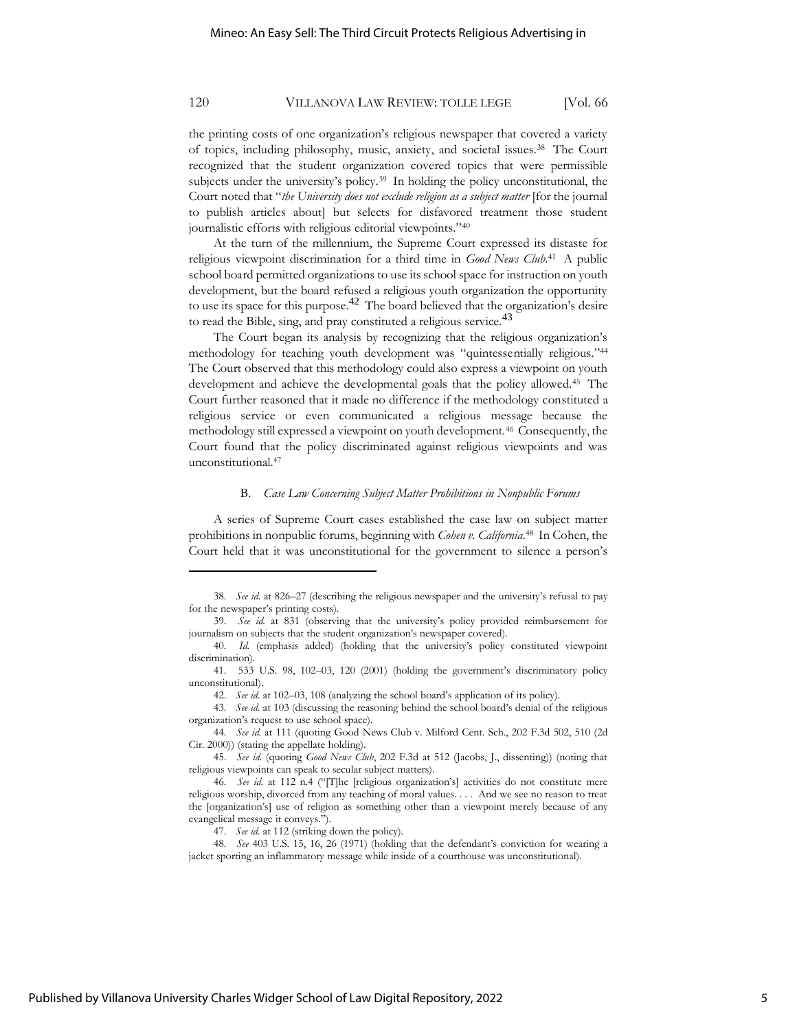the printing costs of one organization's religious newspaper that covered a variety of topics, including philosophy, music, anxiety, and societal issues.[38] The Court recognized that the student organization covered topics that were permissible subjects under the university's policy.[39] In holding the policy unconstitutional, the Court noted that "*the University does not exclude religion as a subject matter* [for the journal to publish articles about] but selects for disfavored treatment those student journalistic efforts with religious editorial viewpoints."[40]

At the turn of the millennium, the Supreme Court expressed its distaste for religious viewpoint discrimination for a third time in *Good News Club*.[41] A public school board permitted organizations to use its school space for instruction on youth development, but the board refused a religious youth organization the opportunity to use its space for this purpose.[42] The board believed that the organization's desire to read the Bible, sing, and pray constituted a religious service.[43]

The Court began its analysis by recognizing that the religious organization's methodology for teaching youth development was "quintessentially religious."[44] The Court observed that this methodology could also express a viewpoint on youth development and achieve the developmental goals that the policy allowed.[45] The Court further reasoned that it made no difference if the methodology constituted a religious service or even communicated a religious message because the methodology still expressed a viewpoint on youth development.[46] Consequently, the Court found that the policy discriminated against religious viewpoints and was unconstitutional.[47]

### B. *Case Law Concerning Subject Matter Prohibitions in Nonpublic Forums*

A series of Supreme Court cases established the case law on subject matter prohibitions in nonpublic forums, beginning with *Cohen v. California*.[48] In Cohen, the Court held that it was unconstitutional for the government to silence a person's

---

38. *See id.* at 826–27 (describing the religious newspaper and the university's refusal to pay for the newspaper's printing costs).

39. *See id.* at 831 (observing that the university's policy provided reimbursement for journalism on subjects that the student organization's newspaper covered).

40. *Id.* (emphasis added) (holding that the university's policy constituted viewpoint discrimination).

41. 533 U.S. 98, 102–03, 120 (2001) (holding the government's discriminatory policy unconstitutional).

42. *See id.* at 102–03, 108 (analyzing the school board's application of its policy).

43. *See id.* at 103 (discussing the reasoning behind the school board's denial of the religious organization's request to use school space).

44. *See id.* at 111 (quoting Good News Club v. Milford Cent. Sch., 202 F.3d 502, 510 (2d Cir. 2000)) (stating the appellate holding).

45. *See id.* (quoting *Good News Club*, 202 F.3d at 512 (Jacobs, J., dissenting)) (noting that religious viewpoints can speak to secular subject matters).

46. *See id.* at 112 n.4 ("[T]he [religious organization's] activities do not constitute mere religious worship, divorced from any teaching of moral values. . . . And we see no reason to treat the [organization's] use of religion as something other than a viewpoint merely because of any evangelical message it conveys.").

47. *See id.* at 112 (striking down the policy).

48. *See* 403 U.S. 15, 16, 26 (1971) (holding that the defendant's conviction for wearing a jacket sporting an inflammatory message while inside of a courthouse was unconstitutional).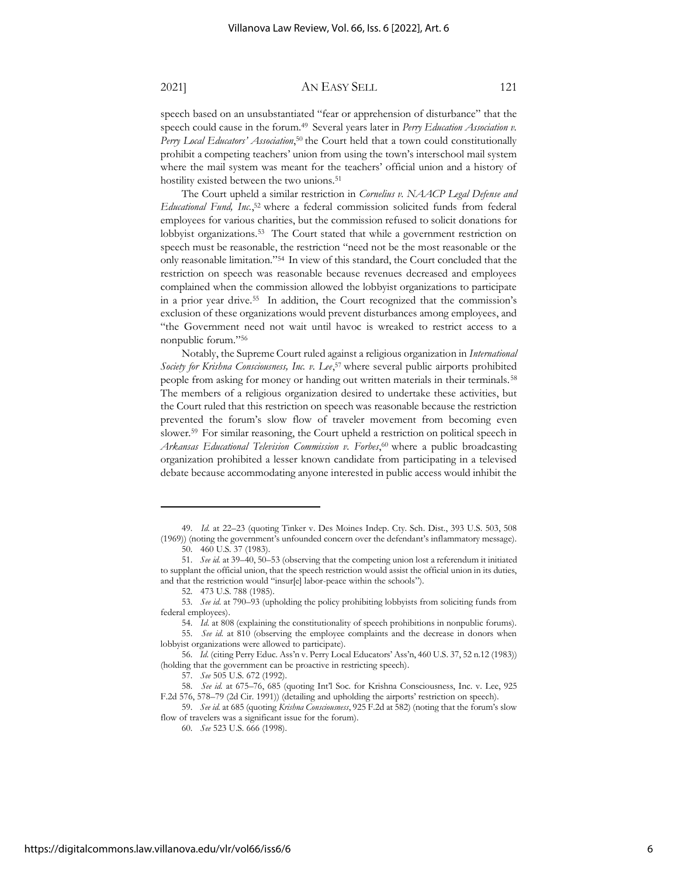speech based on an unsubstantiated "fear or apprehension of disturbance" that the speech could cause in the forum.[49] Several years later in *Perry Education Association v. Perry Local Educators' Association*,[50] the Court held that a town could constitutionally prohibit a competing teachers' union from using the town's interschool mail system where the mail system was meant for the teachers' official union and a history of hostility existed between the two unions.[51]

The Court upheld a similar restriction in *Cornelius v. NAACP Legal Defense and Educational Fund, Inc.*,[52] where a federal commission solicited funds from federal employees for various charities, but the commission refused to solicit donations for lobbyist organizations.[53] The Court stated that while a government restriction on speech must be reasonable, the restriction "need not be the most reasonable or the only reasonable limitation."[54] In view of this standard, the Court concluded that the restriction on speech was reasonable because revenues decreased and employees complained when the commission allowed the lobbyist organizations to participate in a prior year drive.[55] In addition, the Court recognized that the commission's exclusion of these organizations would prevent disturbances among employees, and "the Government need not wait until havoc is wreaked to restrict access to a nonpublic forum."[56]

Notably, the Supreme Court ruled against a religious organization in *International Society for Krishna Consciousness, Inc. v. Lee*,[57] where several public airports prohibited people from asking for money or handing out written materials in their terminals.[58] The members of a religious organization desired to undertake these activities, but the Court ruled that this restriction on speech was reasonable because the restriction prevented the forum's slow flow of traveler movement from becoming even slower.[59] For similar reasoning, the Court upheld a restriction on political speech in *Arkansas Educational Television Commission v. Forbes*,[60] where a public broadcasting organization prohibited a lesser known candidate from participating in a televised debate because accommodating anyone interested in public access would inhibit the

---

49. *Id.* at 22–23 (quoting Tinker v. Des Moines Indep. Cty. Sch. Dist., 393 U.S. 503, 508 (1969)) (noting the government's unfounded concern over the defendant's inflammatory message).

50. 460 U.S. 37 (1983).

51. *See id.* at 39–40, 50–53 (observing that the competing union lost a referendum it initiated to supplant the official union, that the speech restriction would assist the official union in its duties, and that the restriction would "insur[e] labor-peace within the schools").

52. 473 U.S. 788 (1985).

53. *See id.* at 790–93 (upholding the policy prohibiting lobbyists from soliciting funds from federal employees).

54. *Id.* at 808 (explaining the constitutionality of speech prohibitions in nonpublic forums).

55. *See id.* at 810 (observing the employee complaints and the decrease in donors when lobbyist organizations were allowed to participate).

56. *Id.* (citing Perry Educ. Ass'n v. Perry Local Educators' Ass'n, 460 U.S. 37, 52 n.12 (1983)) (holding that the government can be proactive in restricting speech).

57. *See* 505 U.S. 672 (1992).

58. *See id.* at 675–76, 685 (quoting Int'l Soc. for Krishna Consciousness, Inc. v. Lee, 925 F.2d 576, 578–79 (2d Cir. 1991)) (detailing and upholding the airports' restriction on speech).

59. *See id.* at 685 (quoting *Krishna Consciousness*, 925 F.2d at 582) (noting that the forum's slow flow of travelers was a significant issue for the forum).

60. *See* 523 U.S. 666 (1998).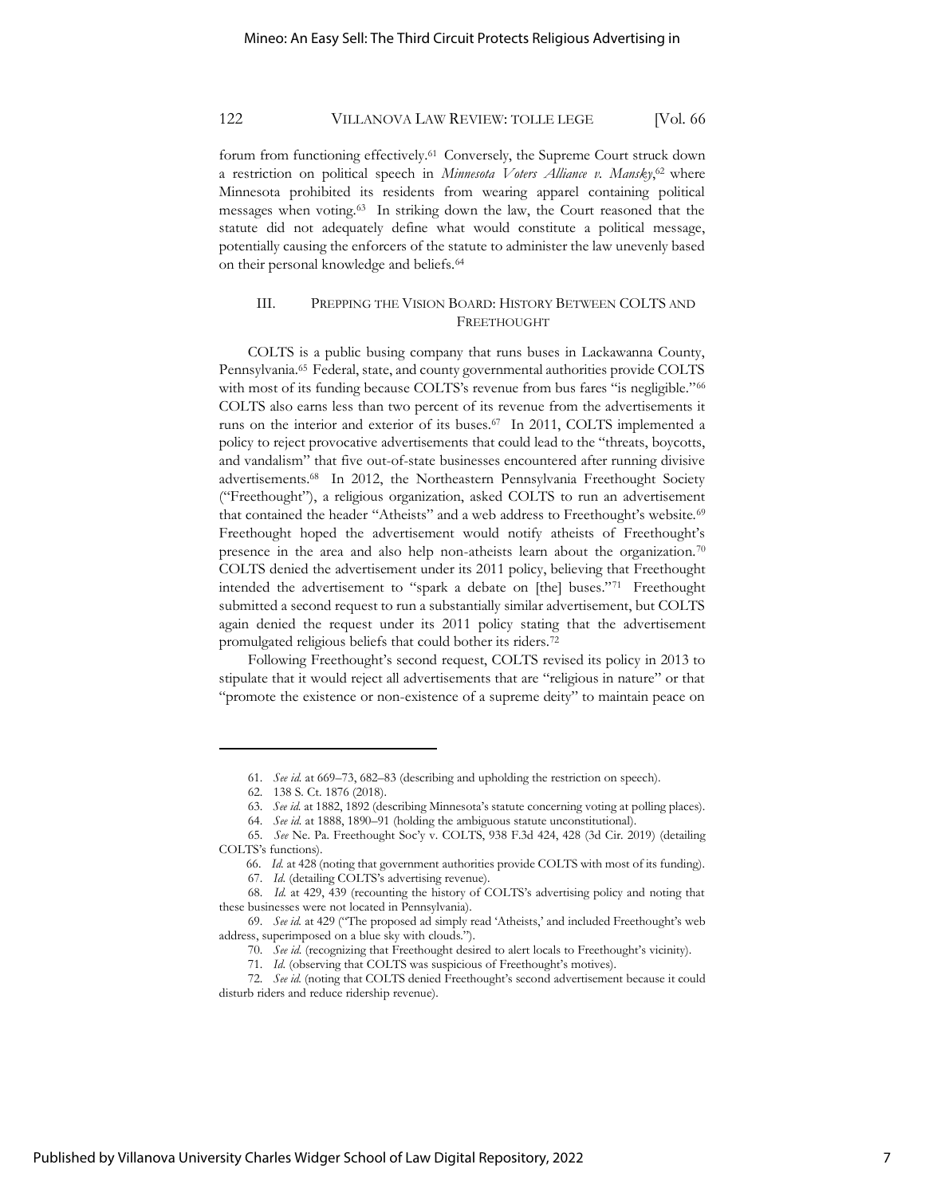forum from functioning effectively.[61] Conversely, the Supreme Court struck down a restriction on political speech in *Minnesota Voters Alliance v. Mansky*,[62] where Minnesota prohibited its residents from wearing apparel containing political messages when voting.[63] In striking down the law, the Court reasoned that the statute did not adequately define what would constitute a political message, potentially causing the enforcers of the statute to administer the law unevenly based on their personal knowledge and beliefs.[64]

## III. PREPPING THE VISION BOARD: HISTORY BETWEEN COLTS AND FREETHOUGHT

COLTS is a public busing company that runs buses in Lackawanna County, Pennsylvania.[65] Federal, state, and county governmental authorities provide COLTS with most of its funding because COLTS's revenue from bus fares "is negligible."[66] COLTS also earns less than two percent of its revenue from the advertisements it runs on the interior and exterior of its buses.[67] In 2011, COLTS implemented a policy to reject provocative advertisements that could lead to the "threats, boycotts, and vandalism" that five out-of-state businesses encountered after running divisive advertisements.[68] In 2012, the Northeastern Pennsylvania Freethought Society ("Freethought"), a religious organization, asked COLTS to run an advertisement that contained the header "Atheists" and a web address to Freethought's website.[69] Freethought hoped the advertisement would notify atheists of Freethought's presence in the area and also help non-atheists learn about the organization.[70] COLTS denied the advertisement under its 2011 policy, believing that Freethought intended the advertisement to "spark a debate on [the] buses."[71] Freethought submitted a second request to run a substantially similar advertisement, but COLTS again denied the request under its 2011 policy stating that the advertisement promulgated religious beliefs that could bother its riders.[72]

Following Freethought's second request, COLTS revised its policy in 2013 to stipulate that it would reject all advertisements that are "religious in nature" or that "promote the existence or non-existence of a supreme deity" to maintain peace on

---

61. *See id.* at 669–73, 682–83 (describing and upholding the restriction on speech).

62. 138 S. Ct. 1876 (2018).

63. *See id.* at 1882, 1892 (describing Minnesota's statute concerning voting at polling places).

64. *See id.* at 1888, 1890–91 (holding the ambiguous statute unconstitutional).

65. *See* Ne. Pa. Freethought Soc'y v. COLTS, 938 F.3d 424, 428 (3d Cir. 2019) (detailing COLTS's functions).

66. *Id.* at 428 (noting that government authorities provide COLTS with most of its funding).

67. *Id.* (detailing COLTS's advertising revenue).

68. *Id.* at 429, 439 (recounting the history of COLTS's advertising policy and noting that these businesses were not located in Pennsylvania).

69. *See id.* at 429 ("The proposed ad simply read 'Atheists,' and included Freethought's web address, superimposed on a blue sky with clouds.").

70. *See id.* (recognizing that Freethought desired to alert locals to Freethought's vicinity).

71. *Id.* (observing that COLTS was suspicious of Freethought's motives).

72. *See id.* (noting that COLTS denied Freethought's second advertisement because it could disturb riders and reduce ridership revenue).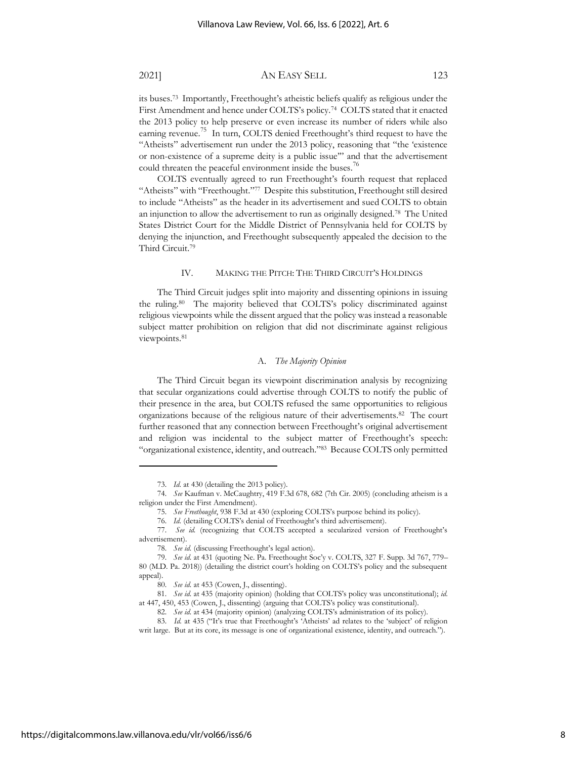its buses.[73] Importantly, Freethought's atheistic beliefs qualify as religious under the First Amendment and hence under COLTS's policy.[74] COLTS stated that it enacted the 2013 policy to help preserve or even increase its number of riders while also earning revenue.[75] In turn, COLTS denied Freethought's third request to have the "Atheists" advertisement run under the 2013 policy, reasoning that "the 'existence or non-existence of a supreme deity is a public issue'" and that the advertisement could threaten the peaceful environment inside the buses.[76]

COLTS eventually agreed to run Freethought's fourth request that replaced "Atheists" with "Freethought."[77] Despite this substitution, Freethought still desired to include "Atheists" as the header in its advertisement and sued COLTS to obtain an injunction to allow the advertisement to run as originally designed.[78] The United States District Court for the Middle District of Pennsylvania held for COLTS by denying the injunction, and Freethought subsequently appealed the decision to the Third Circuit.[79]

## IV. MAKING THE PITCH: THE THIRD CIRCUIT'S HOLDINGS

The Third Circuit judges split into majority and dissenting opinions in issuing the ruling.[80] The majority believed that COLTS's policy discriminated against religious viewpoints while the dissent argued that the policy was instead a reasonable subject matter prohibition on religion that did not discriminate against religious viewpoints.[81]

### A. *The Majority Opinion*

The Third Circuit began its viewpoint discrimination analysis by recognizing that secular organizations could advertise through COLTS to notify the public of their presence in the area, but COLTS refused the same opportunities to religious organizations because of the religious nature of their advertisements.[82] The court further reasoned that any connection between Freethought's original advertisement and religion was incidental to the subject matter of Freethought's speech: "organizational existence, identity, and outreach."[83] Because COLTS only permitted

---

73. *Id.* at 430 (detailing the 2013 policy).

74. *See* Kaufman v. McCaughtry, 419 F.3d 678, 682 (7th Cir. 2005) (concluding atheism is a religion under the First Amendment).

75. *See Freethought*, 938 F.3d at 430 (exploring COLTS's purpose behind its policy).

76. *Id.* (detailing COLTS's denial of Freethought's third advertisement).

77. *See id.* (recognizing that COLTS accepted a secularized version of Freethought's advertisement).

78. *See id.* (discussing Freethought's legal action).

79. *See id.* at 431 (quoting Ne. Pa. Freethought Soc'y v. COLTS, 327 F. Supp. 3d 767, 779–80 (M.D. Pa. 2018)) (detailing the district court's holding on COLTS's policy and the subsequent appeal).

80. *See id.* at 453 (Cowen, J., dissenting).

81. *See id.* at 435 (majority opinion) (holding that COLTS's policy was unconstitutional); *id.* at 447, 450, 453 (Cowen, J., dissenting) (arguing that COLTS's policy was constitutional).

82. *See id.* at 434 (majority opinion) (analyzing COLTS's administration of its policy).

83. *Id.* at 435 ("It's true that Freethought's 'Atheists' ad relates to the 'subject' of religion writ large. But at its core, its message is one of organizational existence, identity, and outreach.").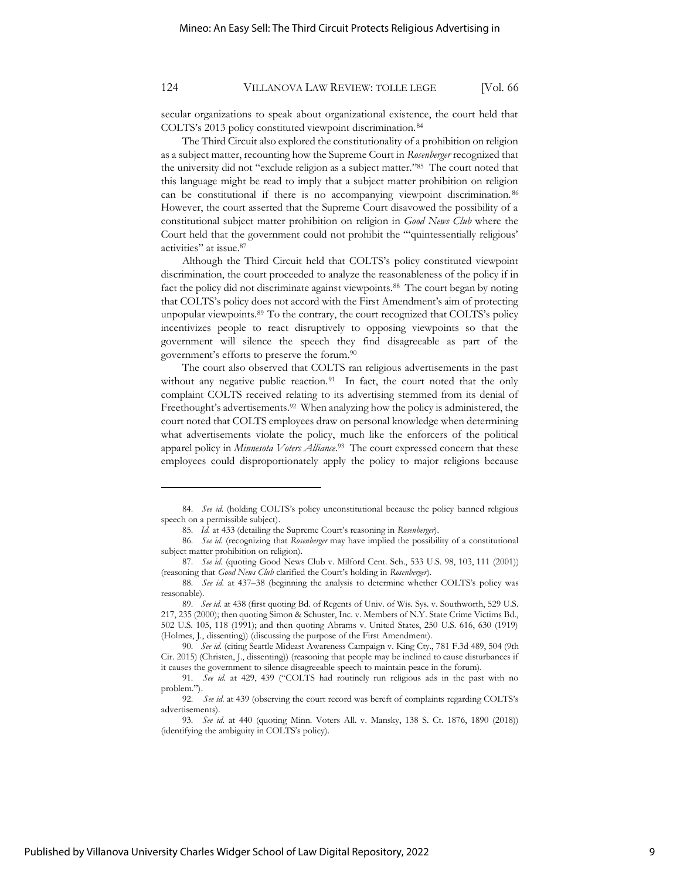secular organizations to speak about organizational existence, the court held that COLTS's 2013 policy constituted viewpoint discrimination.[84]

The Third Circuit also explored the constitutionality of a prohibition on religion as a subject matter, recounting how the Supreme Court in *Rosenberger* recognized that the university did not "exclude religion as a subject matter."[85] The court noted that this language might be read to imply that a subject matter prohibition on religion can be constitutional if there is no accompanying viewpoint discrimination.[86] However, the court asserted that the Supreme Court disavowed the possibility of a constitutional subject matter prohibition on religion in *Good News Club* where the Court held that the government could not prohibit the "'quintessentially religious' activities" at issue.[87]

Although the Third Circuit held that COLTS's policy constituted viewpoint discrimination, the court proceeded to analyze the reasonableness of the policy if in fact the policy did not discriminate against viewpoints.[88] The court began by noting that COLTS's policy does not accord with the First Amendment's aim of protecting unpopular viewpoints.[89] To the contrary, the court recognized that COLTS's policy incentivizes people to react disruptively to opposing viewpoints so that the government will silence the speech they find disagreeable as part of the government's efforts to preserve the forum.[90]

The court also observed that COLTS ran religious advertisements in the past without any negative public reaction.[91] In fact, the court noted that the only complaint COLTS received relating to its advertising stemmed from its denial of Freethought's advertisements.[92] When analyzing how the policy is administered, the court noted that COLTS employees draw on personal knowledge when determining what advertisements violate the policy, much like the enforcers of the political apparel policy in *Minnesota Voters Alliance*.[93] The court expressed concern that these employees could disproportionately apply the policy to major religions because

---

84. *See id.* (holding COLTS's policy unconstitutional because the policy banned religious speech on a permissible subject).

85. *Id.* at 433 (detailing the Supreme Court's reasoning in *Rosenberger*).

86. *See id.* (recognizing that *Rosenberger* may have implied the possibility of a constitutional subject matter prohibition on religion).

87. *See id.* (quoting Good News Club v. Milford Cent. Sch., 533 U.S. 98, 103, 111 (2001)) (reasoning that *Good News Club* clarified the Court's holding in *Rosenberger*).

88. *See id.* at 437–38 (beginning the analysis to determine whether COLTS's policy was reasonable).

89. *See id.* at 438 (first quoting Bd. of Regents of Univ. of Wis. Sys. v. Southworth, 529 U.S. 217, 235 (2000); then quoting Simon & Schuster, Inc. v. Members of N.Y. State Crime Victims Bd., 502 U.S. 105, 118 (1991); and then quoting Abrams v. United States, 250 U.S. 616, 630 (1919) (Holmes, J., dissenting)) (discussing the purpose of the First Amendment).

90. *See id.* (citing Seattle Mideast Awareness Campaign v. King Cty., 781 F.3d 489, 504 (9th Cir. 2015) (Christen, J., dissenting)) (reasoning that people may be inclined to cause disturbances if it causes the government to silence disagreeable speech to maintain peace in the forum).

91. *See id.* at 429, 439 ("COLTS had routinely run religious ads in the past with no problem.").

92. *See id.* at 439 (observing the court record was bereft of complaints regarding COLTS's advertisements).

93. *See id.* at 440 (quoting Minn. Voters All. v. Mansky, 138 S. Ct. 1876, 1890 (2018)) (identifying the ambiguity in COLTS's policy).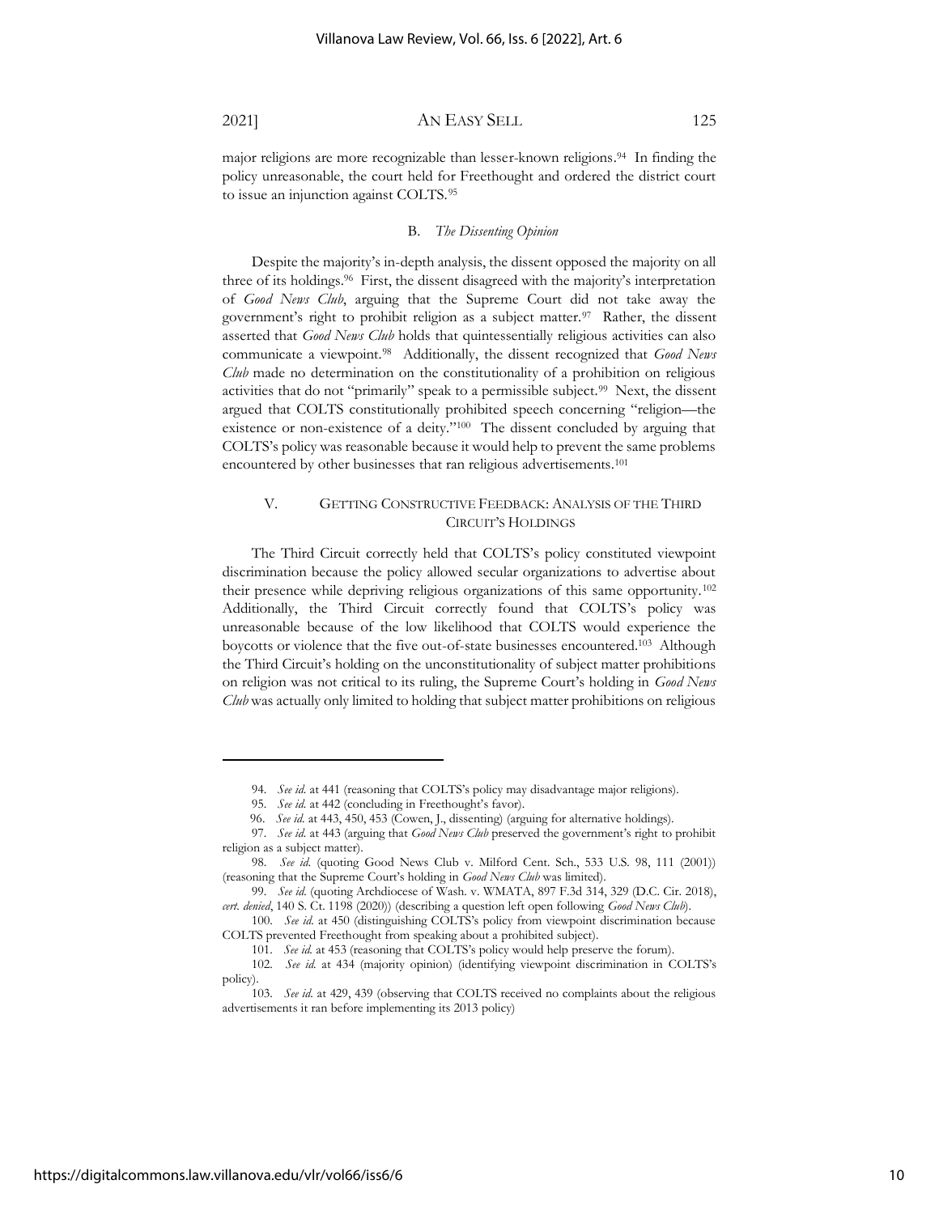major religions are more recognizable than lesser-known religions.[94] In finding the policy unreasonable, the court held for Freethought and ordered the district court to issue an injunction against COLTS.[95]

### B. *The Dissenting Opinion*

Despite the majority's in-depth analysis, the dissent opposed the majority on all three of its holdings.[96] First, the dissent disagreed with the majority's interpretation of *Good News Club*, arguing that the Supreme Court did not take away the government's right to prohibit religion as a subject matter.[97] Rather, the dissent asserted that *Good News Club* holds that quintessentially religious activities can also communicate a viewpoint.[98] Additionally, the dissent recognized that *Good News Club* made no determination on the constitutionality of a prohibition on religious activities that do not "primarily" speak to a permissible subject.[99] Next, the dissent argued that COLTS constitutionally prohibited speech concerning "religion—the existence or non-existence of a deity."[100] The dissent concluded by arguing that COLTS's policy was reasonable because it would help to prevent the same problems encountered by other businesses that ran religious advertisements.[101]

## V. GETTING CONSTRUCTIVE FEEDBACK: ANALYSIS OF THE THIRD CIRCUIT'S HOLDINGS

The Third Circuit correctly held that COLTS's policy constituted viewpoint discrimination because the policy allowed secular organizations to advertise about their presence while depriving religious organizations of this same opportunity.[102] Additionally, the Third Circuit correctly found that COLTS's policy was unreasonable because of the low likelihood that COLTS would experience the boycotts or violence that the five out-of-state businesses encountered.[103] Although the Third Circuit's holding on the unconstitutionality of subject matter prohibitions on religion was not critical to its ruling, the Supreme Court's holding in *Good News Club* was actually only limited to holding that subject matter prohibitions on religious

---

94. *See id.* at 441 (reasoning that COLTS's policy may disadvantage major religions).

95. *See id.* at 442 (concluding in Freethought's favor).

96. *See id.* at 443, 450, 453 (Cowen, J., dissenting) (arguing for alternative holdings).

97. *See id.* at 443 (arguing that *Good News Club* preserved the government's right to prohibit religion as a subject matter).

98. *See id.* (quoting Good News Club v. Milford Cent. Sch., 533 U.S. 98, 111 (2001)) (reasoning that the Supreme Court's holding in *Good News Club* was limited).

99. *See id.* (quoting Archdiocese of Wash. v. WMATA, 897 F.3d 314, 329 (D.C. Cir. 2018), *cert. denied*, 140 S. Ct. 1198 (2020)) (describing a question left open following *Good News Club*).

100. *See id.* at 450 (distinguishing COLTS's policy from viewpoint discrimination because COLTS prevented Freethought from speaking about a prohibited subject).

101. *See id.* at 453 (reasoning that COLTS's policy would help preserve the forum).

102. *See id.* at 434 (majority opinion) (identifying viewpoint discrimination in COLTS's policy).

103. *See id.* at 429, 439 (observing that COLTS received no complaints about the religious advertisements it ran before implementing its 2013 policy)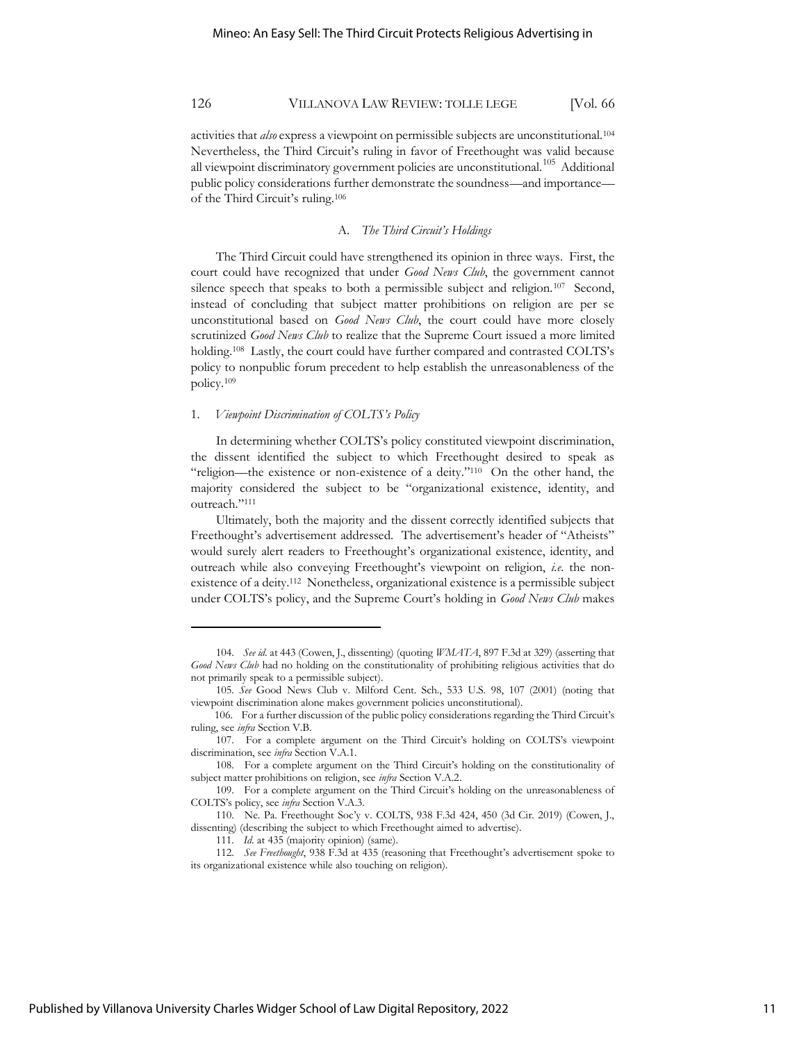activities that *also* express a viewpoint on permissible subjects are unconstitutional.[104] Nevertheless, the Third Circuit's ruling in favor of Freethought was valid because all viewpoint discriminatory government policies are unconstitutional.[105] Additional public policy considerations further demonstrate the soundness—and importance—of the Third Circuit's ruling.[106]

### A. *The Third Circuit's Holdings*

The Third Circuit could have strengthened its opinion in three ways. First, the court could have recognized that under *Good News Club*, the government cannot silence speech that speaks to both a permissible subject and religion.[107] Second, instead of concluding that subject matter prohibitions on religion are per se unconstitutional based on *Good News Club*, the court could have more closely scrutinized *Good News Club* to realize that the Supreme Court issued a more limited holding.[108] Lastly, the court could have further compared and contrasted COLTS's policy to nonpublic forum precedent to help establish the unreasonableness of the policy.[109]

#### 1. *Viewpoint Discrimination of COLTS's Policy*

In determining whether COLTS's policy constituted viewpoint discrimination, the dissent identified the subject to which Freethought desired to speak as "religion—the existence or non-existence of a deity."[110] On the other hand, the majority considered the subject to be "organizational existence, identity, and outreach."[111]

Ultimately, both the majority and the dissent correctly identified subjects that Freethought's advertisement addressed. The advertisement's header of "Atheists" would surely alert readers to Freethought's organizational existence, identity, and outreach while also conveying Freethought's viewpoint on religion, *i.e.* the non-existence of a deity.[112] Nonetheless, organizational existence is a permissible subject under COLTS's policy, and the Supreme Court's holding in *Good News Club* makes

---

104. *See id.* at 443 (Cowen, J., dissenting) (quoting *WMATA*, 897 F.3d at 329) (asserting that *Good News Club* had no holding on the constitutionality of prohibiting religious activities that do not primarily speak to a permissible subject).

105. *See* Good News Club v. Milford Cent. Sch., 533 U.S. 98, 107 (2001) (noting that viewpoint discrimination alone makes government policies unconstitutional).

106. For a further discussion of the public policy considerations regarding the Third Circuit's ruling, see *infra* Section V.B.

107. For a complete argument on the Third Circuit's holding on COLTS's viewpoint discrimination, see *infra* Section V.A.1.

108. For a complete argument on the Third Circuit's holding on the constitutionality of subject matter prohibitions on religion, see *infra* Section V.A.2.

109. For a complete argument on the Third Circuit's holding on the unreasonableness of COLTS's policy, see *infra* Section V.A.3.

110. Ne. Pa. Freethought Soc'y v. COLTS, 938 F.3d 424, 450 (3d Cir. 2019) (Cowen, J., dissenting) (describing the subject to which Freethought aimed to advertise).

111. *Id.* at 435 (majority opinion) (same).

112. *See Freethought*, 938 F.3d at 435 (reasoning that Freethought's advertisement spoke to its organizational existence while also touching on religion).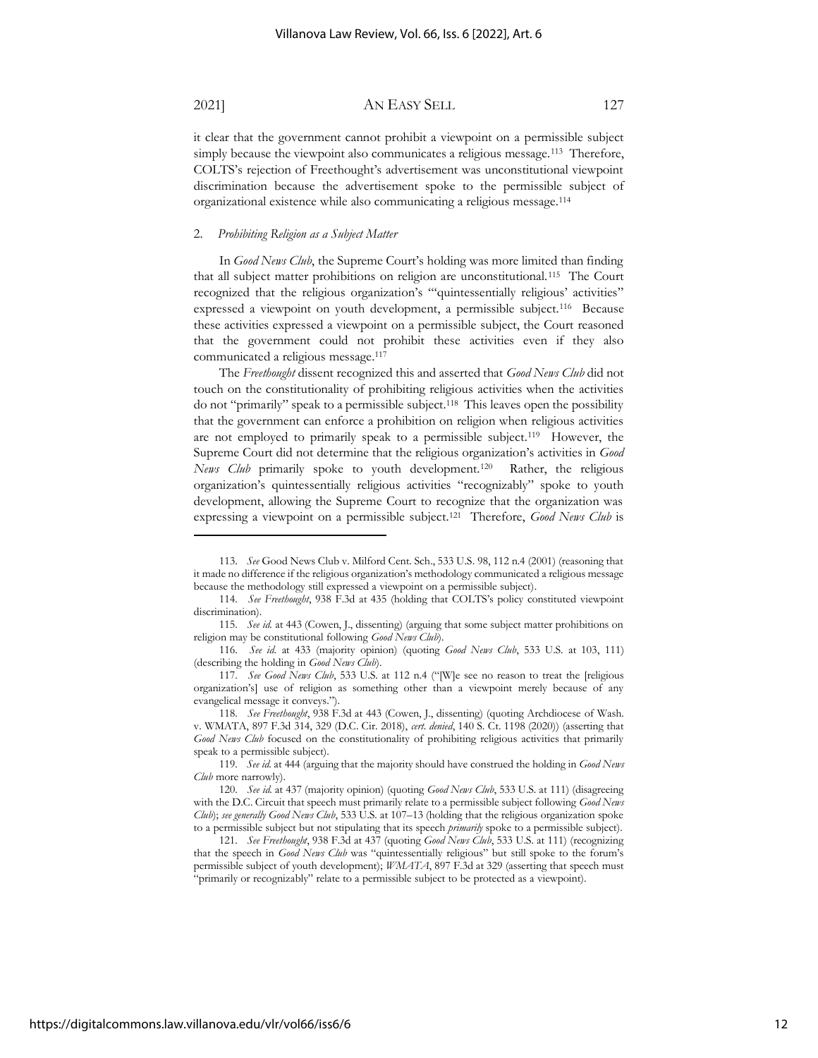it clear that the government cannot prohibit a viewpoint on a permissible subject simply because the viewpoint also communicates a religious message.[113] Therefore, COLTS's rejection of Freethought's advertisement was unconstitutional viewpoint discrimination because the advertisement spoke to the permissible subject of organizational existence while also communicating a religious message.[114]

### 2. *Prohibiting Religion as a Subject Matter*

In *Good News Club*, the Supreme Court's holding was more limited than finding that all subject matter prohibitions on religion are unconstitutional.[115] The Court recognized that the religious organization's "'quintessentially religious' activities" expressed a viewpoint on youth development, a permissible subject.[116] Because these activities expressed a viewpoint on a permissible subject, the Court reasoned that the government could not prohibit these activities even if they also communicated a religious message.[117]

The *Freethought* dissent recognized this and asserted that *Good News Club* did not touch on the constitutionality of prohibiting religious activities when the activities do not "primarily" speak to a permissible subject.[118] This leaves open the possibility that the government can enforce a prohibition on religion when religious activities are not employed to primarily speak to a permissible subject.[119] However, the Supreme Court did not determine that the religious organization's activities in *Good News Club* primarily spoke to youth development.[120] Rather, the religious organization's quintessentially religious activities "recognizably" spoke to youth development, allowing the Supreme Court to recognize that the organization was expressing a viewpoint on a permissible subject.[121] Therefore, *Good News Club* is

---

113. *See* Good News Club v. Milford Cent. Sch., 533 U.S. 98, 112 n.4 (2001) (reasoning that it made no difference if the religious organization's methodology communicated a religious message because the methodology still expressed a viewpoint on a permissible subject).

114. *See Freethought*, 938 F.3d at 435 (holding that COLTS's policy constituted viewpoint discrimination).

115. *See id.* at 443 (Cowen, J., dissenting) (arguing that some subject matter prohibitions on religion may be constitutional following *Good News Club*).

116. *See id.* at 433 (majority opinion) (quoting *Good News Club*, 533 U.S. at 103, 111) (describing the holding in *Good News Club*).

117. *See Good News Club*, 533 U.S. at 112 n.4 ("[W]e see no reason to treat the [religious organization's] use of religion as something other than a viewpoint merely because of any evangelical message it conveys.").

118. *See Freethought*, 938 F.3d at 443 (Cowen, J., dissenting) (quoting Archdiocese of Wash. v. WMATA, 897 F.3d 314, 329 (D.C. Cir. 2018), *cert. denied*, 140 S. Ct. 1198 (2020)) (asserting that *Good News Club* focused on the constitutionality of prohibiting religious activities that primarily speak to a permissible subject).

119. *See id.* at 444 (arguing that the majority should have construed the holding in *Good News Club* more narrowly).

120. *See id.* at 437 (majority opinion) (quoting *Good News Club*, 533 U.S. at 111) (disagreeing with the D.C. Circuit that speech must primarily relate to a permissible subject following *Good News Club*); *see generally Good News Club*, 533 U.S. at 107–13 (holding that the religious organization spoke to a permissible subject but not stipulating that its speech *primarily* spoke to a permissible subject).

121. *See Freethought*, 938 F.3d at 437 (quoting *Good News Club*, 533 U.S. at 111) (recognizing that the speech in *Good News Club* was "quintessentially religious" but still spoke to the forum's permissible subject of youth development); *WMATA*, 897 F.3d at 329 (asserting that speech must "primarily or recognizably" relate to a permissible subject to be protected as a viewpoint).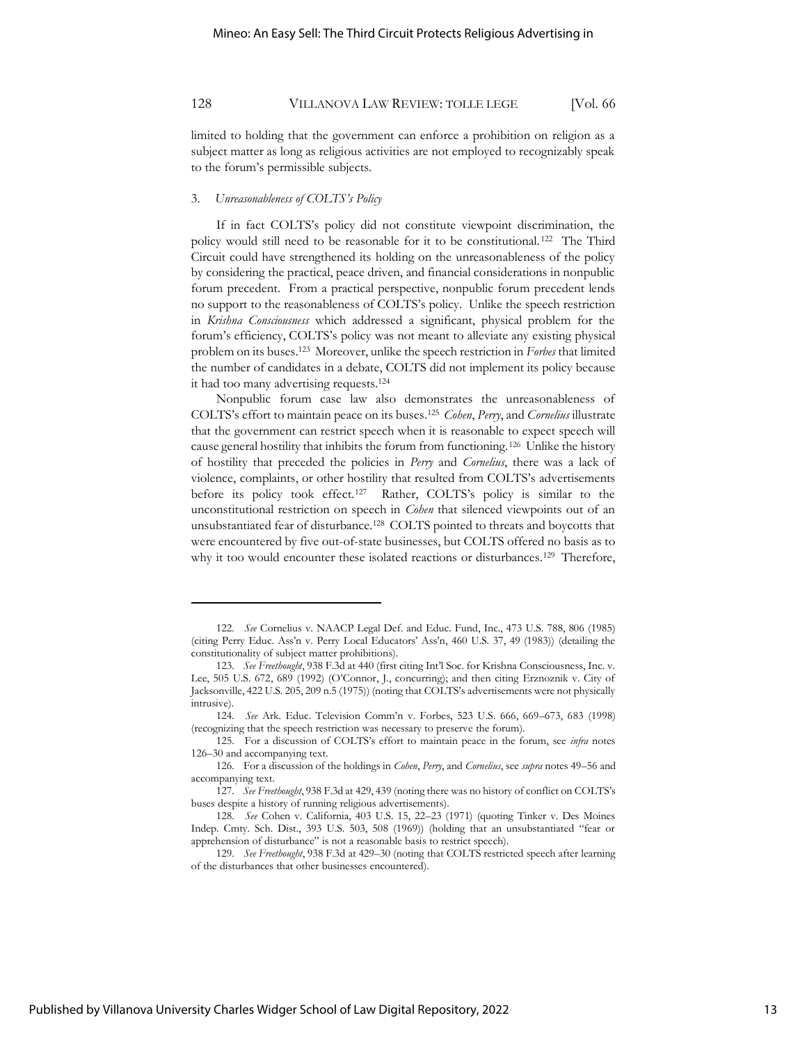limited to holding that the government can enforce a prohibition on religion as a subject matter as long as religious activities are not employed to recognizably speak to the forum's permissible subjects.

### 3. *Unreasonableness of COLTS's Policy*

If in fact COLTS's policy did not constitute viewpoint discrimination, the policy would still need to be reasonable for it to be constitutional.[122] The Third Circuit could have strengthened its holding on the unreasonableness of the policy by considering the practical, peace driven, and financial considerations in nonpublic forum precedent. From a practical perspective, nonpublic forum precedent lends no support to the reasonableness of COLTS's policy. Unlike the speech restriction in *Krishna Consciousness* which addressed a significant, physical problem for the forum's efficiency, COLTS's policy was not meant to alleviate any existing physical problem on its buses.[123] Moreover, unlike the speech restriction in *Forbes* that limited the number of candidates in a debate, COLTS did not implement its policy because it had too many advertising requests.[124]

Nonpublic forum case law also demonstrates the unreasonableness of COLTS's effort to maintain peace on its buses.[125] *Cohen*, *Perry*, and *Cornelius* illustrate that the government can restrict speech when it is reasonable to expect speech will cause general hostility that inhibits the forum from functioning.[126] Unlike the history of hostility that preceded the policies in *Perry* and *Cornelius*, there was a lack of violence, complaints, or other hostility that resulted from COLTS's advertisements before its policy took effect.[127] Rather, COLTS's policy is similar to the unconstitutional restriction on speech in *Cohen* that silenced viewpoints out of an unsubstantiated fear of disturbance.[128] COLTS pointed to threats and boycotts that were encountered by five out-of-state businesses, but COLTS offered no basis as to why it too would encounter these isolated reactions or disturbances.[129] Therefore,

---

122. *See* Cornelius v. NAACP Legal Def. and Educ. Fund, Inc., 473 U.S. 788, 806 (1985) (citing Perry Educ. Ass'n v. Perry Local Educators' Ass'n, 460 U.S. 37, 49 (1983)) (detailing the constitutionality of subject matter prohibitions).

123. *See Freethought*, 938 F.3d at 440 (first citing Int'l Soc. for Krishna Consciousness, Inc. v. Lee, 505 U.S. 672, 689 (1992) (O'Connor, J., concurring); and then citing Erznoznik v. City of Jacksonville, 422 U.S. 205, 209 n.5 (1975)) (noting that COLTS's advertisements were not physically intrusive).

124. *See* Ark. Educ. Television Comm'n v. Forbes, 523 U.S. 666, 669–673, 683 (1998) (recognizing that the speech restriction was necessary to preserve the forum).

125. For a discussion of COLTS's effort to maintain peace in the forum, see *infra* notes 126–30 and accompanying text.

126. For a discussion of the holdings in *Cohen*, *Perry*, and *Cornelius*, see *supra* notes 49–56 and accompanying text.

127. *See Freethought*, 938 F.3d at 429, 439 (noting there was no history of conflict on COLTS's buses despite a history of running religious advertisements).

128. *See* Cohen v. California, 403 U.S. 15, 22–23 (1971) (quoting Tinker v. Des Moines Indep. Cmty. Sch. Dist., 393 U.S. 503, 508 (1969)) (holding that an unsubstantiated "fear or apprehension of disturbance" is not a reasonable basis to restrict speech).

129. *See Freethought*, 938 F.3d at 429–30 (noting that COLTS restricted speech after learning of the disturbances that other businesses encountered).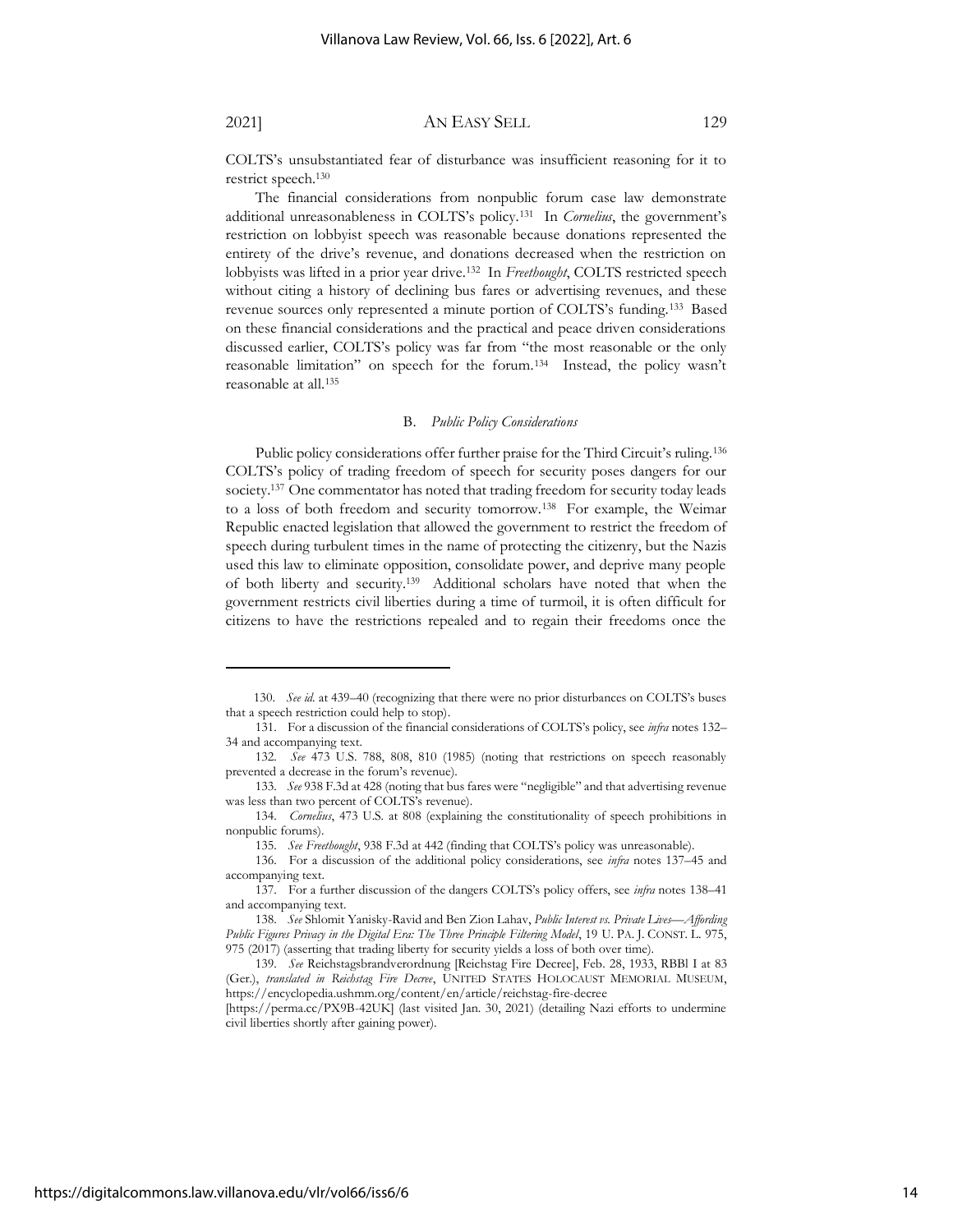COLTS's unsubstantiated fear of disturbance was insufficient reasoning for it to restrict speech.[130]

The financial considerations from nonpublic forum case law demonstrate additional unreasonableness in COLTS's policy.[131] In *Cornelius*, the government's restriction on lobbyist speech was reasonable because donations represented the entirety of the drive's revenue, and donations decreased when the restriction on lobbyists was lifted in a prior year drive.[132] In *Freethought*, COLTS restricted speech without citing a history of declining bus fares or advertising revenues, and these revenue sources only represented a minute portion of COLTS's funding.[133] Based on these financial considerations and the practical and peace driven considerations discussed earlier, COLTS's policy was far from "the most reasonable or the only reasonable limitation" on speech for the forum.[134] Instead, the policy wasn't reasonable at all.[135]

### B. *Public Policy Considerations*

Public policy considerations offer further praise for the Third Circuit's ruling.[136] COLTS's policy of trading freedom of speech for security poses dangers for our society.[137] One commentator has noted that trading freedom for security today leads to a loss of both freedom and security tomorrow.[138] For example, the Weimar Republic enacted legislation that allowed the government to restrict the freedom of speech during turbulent times in the name of protecting the citizenry, but the Nazis used this law to eliminate opposition, consolidate power, and deprive many people of both liberty and security.[139] Additional scholars have noted that when the government restricts civil liberties during a time of turmoil, it is often difficult for citizens to have the restrictions repealed and to regain their freedoms once the

---

130. *See id.* at 439–40 (recognizing that there were no prior disturbances on COLTS's buses that a speech restriction could help to stop).

131. For a discussion of the financial considerations of COLTS's policy, see *infra* notes 132–34 and accompanying text.

132. *See* 473 U.S. 788, 808, 810 (1985) (noting that restrictions on speech reasonably prevented a decrease in the forum's revenue).

133. *See* 938 F.3d at 428 (noting that bus fares were "negligible" and that advertising revenue was less than two percent of COLTS's revenue).

134. *Cornelius*, 473 U.S. at 808 (explaining the constitutionality of speech prohibitions in nonpublic forums).

135. *See Freethought*, 938 F.3d at 442 (finding that COLTS's policy was unreasonable).

136. For a discussion of the additional policy considerations, see *infra* notes 137–45 and accompanying text.

137. For a further discussion of the dangers COLTS's policy offers, see *infra* notes 138–41 and accompanying text.

138. *See* Shlomit Yanisky-Ravid and Ben Zion Lahav, *Public Interest vs. Private Lives—Affording Public Figures Privacy in the Digital Era: The Three Principle Filtering Model*, 19 U. PA. J. CONST. L. 975, 975 (2017) (asserting that trading liberty for security yields a loss of both over time).

139. *See* Reichstagsbrandverordnung [Reichstag Fire Decree], Feb. 28, 1933, RBBl I at 83 (Ger.), *translated in Reichstag Fire Decree*, UNITED STATES HOLOCAUST MEMORIAL MUSEUM, https://encyclopedia.ushmm.org/content/en/article/reichstag-fire-decree [https://perma.cc/PX9B-42UK] (last visited Jan. 30, 2021) (detailing Nazi efforts to undermine civil liberties shortly after gaining power).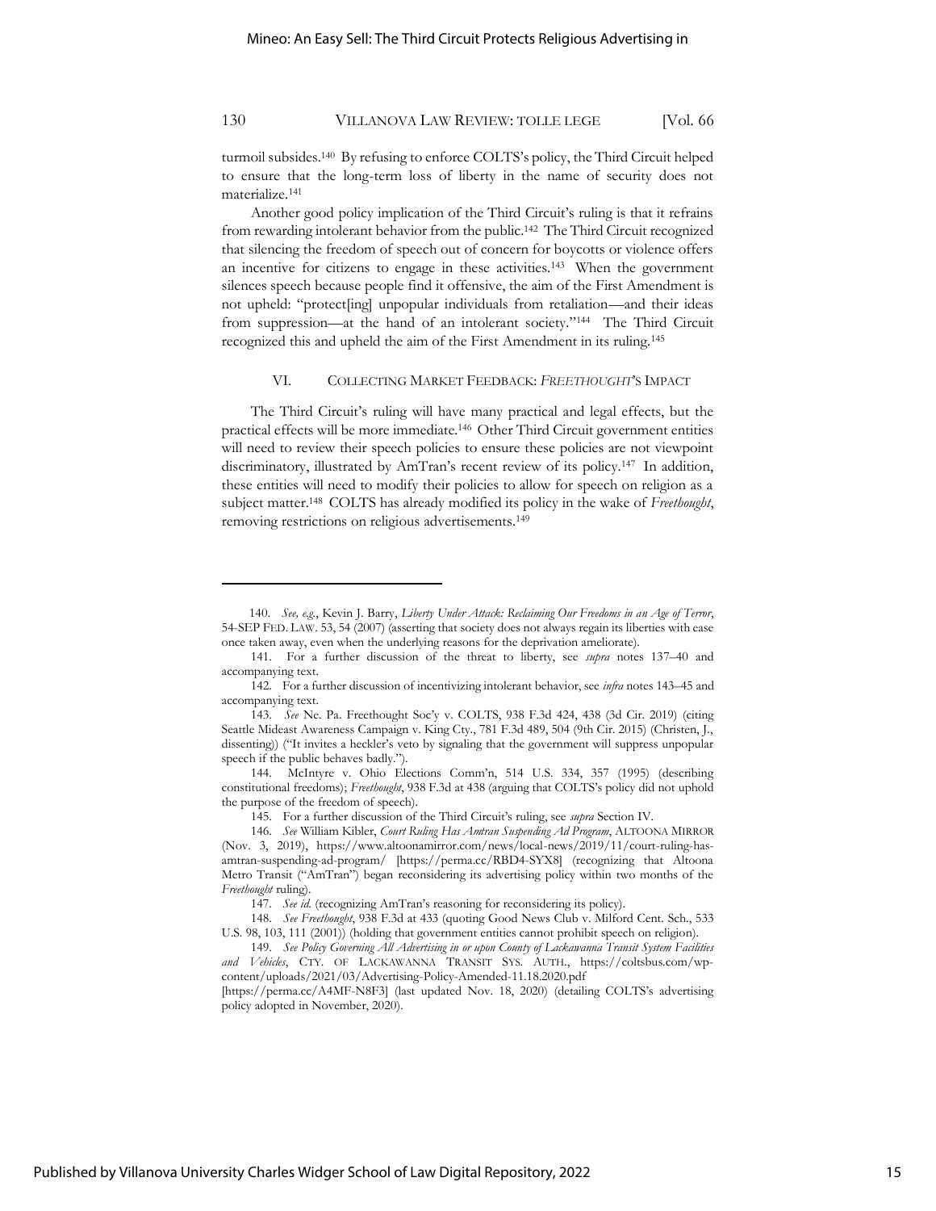turmoil subsides.[140] By refusing to enforce COLTS's policy, the Third Circuit helped to ensure that the long-term loss of liberty in the name of security does not materialize.[141]

Another good policy implication of the Third Circuit's ruling is that it refrains from rewarding intolerant behavior from the public.[142] The Third Circuit recognized that silencing the freedom of speech out of concern for boycotts or violence offers an incentive for citizens to engage in these activities.[143] When the government silences speech because people find it offensive, the aim of the First Amendment is not upheld: "protect[ing] unpopular individuals from retaliation—and their ideas from suppression—at the hand of an intolerant society."[144] The Third Circuit recognized this and upheld the aim of the First Amendment in its ruling.[145]

## VI. COLLECTING MARKET FEEDBACK: *FREETHOUGHT*'S IMPACT

The Third Circuit's ruling will have many practical and legal effects, but the practical effects will be more immediate.[146] Other Third Circuit government entities will need to review their speech policies to ensure these policies are not viewpoint discriminatory, illustrated by AmTran's recent review of its policy.[147] In addition, these entities will need to modify their policies to allow for speech on religion as a subject matter.[148] COLTS has already modified its policy in the wake of *Freethought*, removing restrictions on religious advertisements.[149]

---

140. *See, e.g.*, Kevin J. Barry, *Liberty Under Attack: Reclaiming Our Freedoms in an Age of Terror*, 54-SEP FED. LAW. 53, 54 (2007) (asserting that society does not always regain its liberties with ease once taken away, even when the underlying reasons for the deprivation ameliorate).

141. For a further discussion of the threat to liberty, see *supra* notes 137–40 and accompanying text.

142. For a further discussion of incentivizing intolerant behavior, see *infra* notes 143–45 and accompanying text.

143. *See* Ne. Pa. Freethought Soc'y v. COLTS, 938 F.3d 424, 438 (3d Cir. 2019) (citing Seattle Mideast Awareness Campaign v. King Cty., 781 F.3d 489, 504 (9th Cir. 2015) (Christen, J., dissenting)) ("It invites a heckler's veto by signaling that the government will suppress unpopular speech if the public behaves badly.").

144. McIntyre v. Ohio Elections Comm'n, 514 U.S. 334, 357 (1995) (describing constitutional freedoms); *Freethought*, 938 F.3d at 438 (arguing that COLTS's policy did not uphold the purpose of the freedom of speech).

145. For a further discussion of the Third Circuit's ruling, see *supra* Section IV.

146. *See* William Kibler, *Court Ruling Has Amtran Suspending Ad Program*, ALTOONA MIRROR (Nov. 3, 2019), https://www.altoonamirror.com/news/local-news/2019/11/court-ruling-has-amtran-suspending-ad-program/ [https://perma.cc/RBD4-SYX8] (recognizing that Altoona Metro Transit ("AmTran") began reconsidering its advertising policy within two months of the *Freethought* ruling).

147. *See id.* (recognizing AmTran's reasoning for reconsidering its policy).

148. *See Freethought*, 938 F.3d at 433 (quoting Good News Club v. Milford Cent. Sch., 533 U.S. 98, 103, 111 (2001)) (holding that government entities cannot prohibit speech on religion).

149. *See Policy Governing All Advertising in or upon County of Lackawanna Transit System Facilities and Vehicles*, CTY. OF LACKAWANNA TRANSIT SYS. AUTH., https://coltsbus.com/wp-content/uploads/2021/03/Advertising-Policy-Amended-11.18.2020.pdf [https://perma.cc/A4MF-N8F3] (last updated Nov. 18, 2020) (detailing COLTS's advertising policy adopted in November, 2020).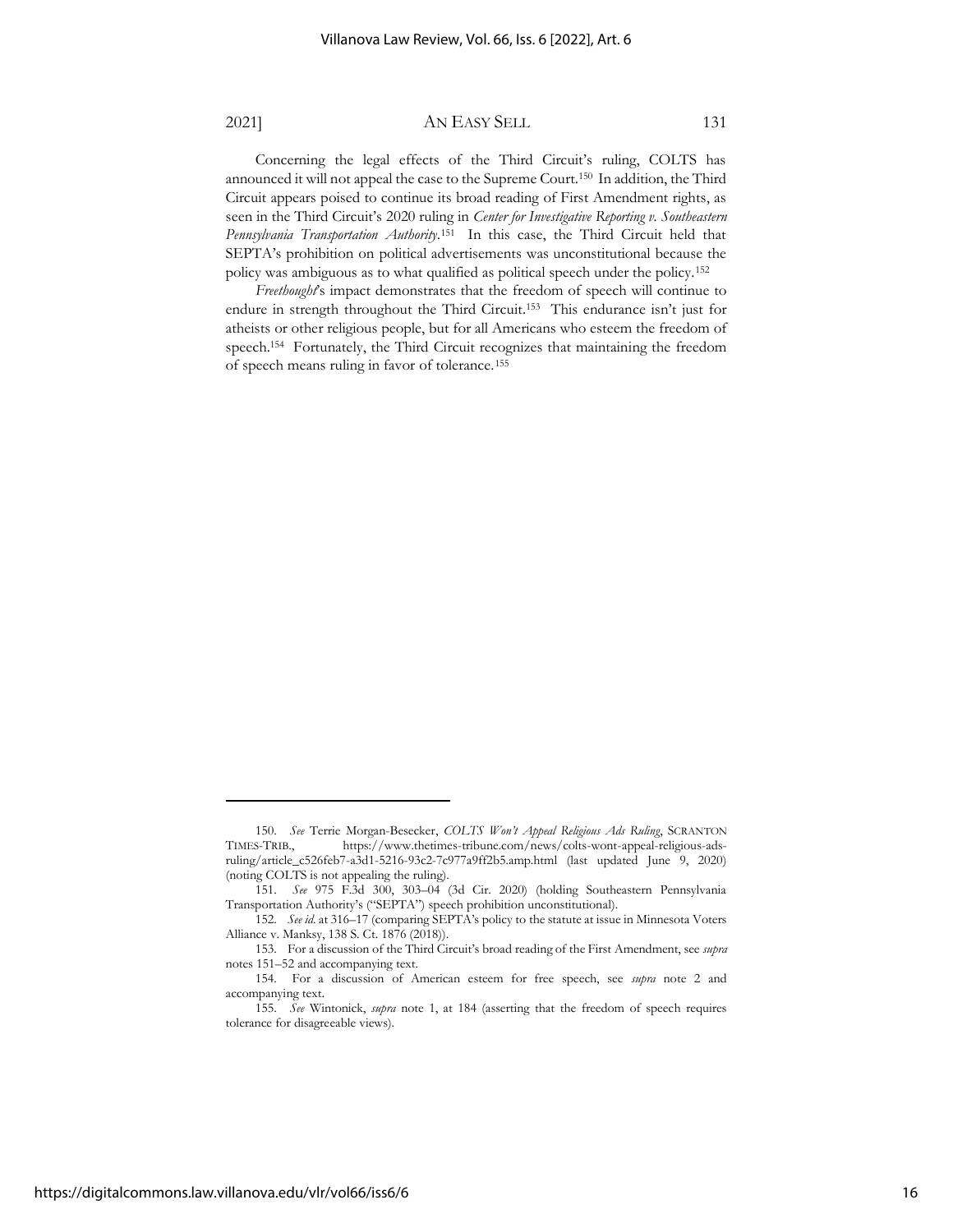Concerning the legal effects of the Third Circuit's ruling, COLTS has announced it will not appeal the case to the Supreme Court.[150] In addition, the Third Circuit appears poised to continue its broad reading of First Amendment rights, as seen in the Third Circuit's 2020 ruling in *Center for Investigative Reporting v. Southeastern Pennsylvania Transportation Authority*.[151] In this case, the Third Circuit held that SEPTA's prohibition on political advertisements was unconstitutional because the policy was ambiguous as to what qualified as political speech under the policy.[152]

*Freethought*'s impact demonstrates that the freedom of speech will continue to endure in strength throughout the Third Circuit.[153] This endurance isn't just for atheists or other religious people, but for all Americans who esteem the freedom of speech.[154] Fortunately, the Third Circuit recognizes that maintaining the freedom of speech means ruling in favor of tolerance.[155]

---

150. *See* Terrie Morgan-Besecker, *COLTS Won't Appeal Religious Ads Ruling*, SCRANTON TIMES-TRIB., https://www.thetimes-tribune.com/news/colts-wont-appeal-religious-ads-ruling/article_c526feb7-a3d1-5216-93c2-7c977a9ff2b5.amp.html (last updated June 9, 2020) (noting COLTS is not appealing the ruling).

151. *See* 975 F.3d 300, 303–04 (3d Cir. 2020) (holding Southeastern Pennsylvania Transportation Authority's ("SEPTA") speech prohibition unconstitutional).

152. *See id.* at 316–17 (comparing SEPTA's policy to the statute at issue in Minnesota Voters Alliance v. Manksy, 138 S. Ct. 1876 (2018)).

153. For a discussion of the Third Circuit's broad reading of the First Amendment, see *supra* notes 151–52 and accompanying text.

154. For a discussion of American esteem for free speech, see *supra* note 2 and accompanying text.

155. *See* Wintonick, *supra* note 1, at 184 (asserting that the freedom of speech requires tolerance for disagreeable views).